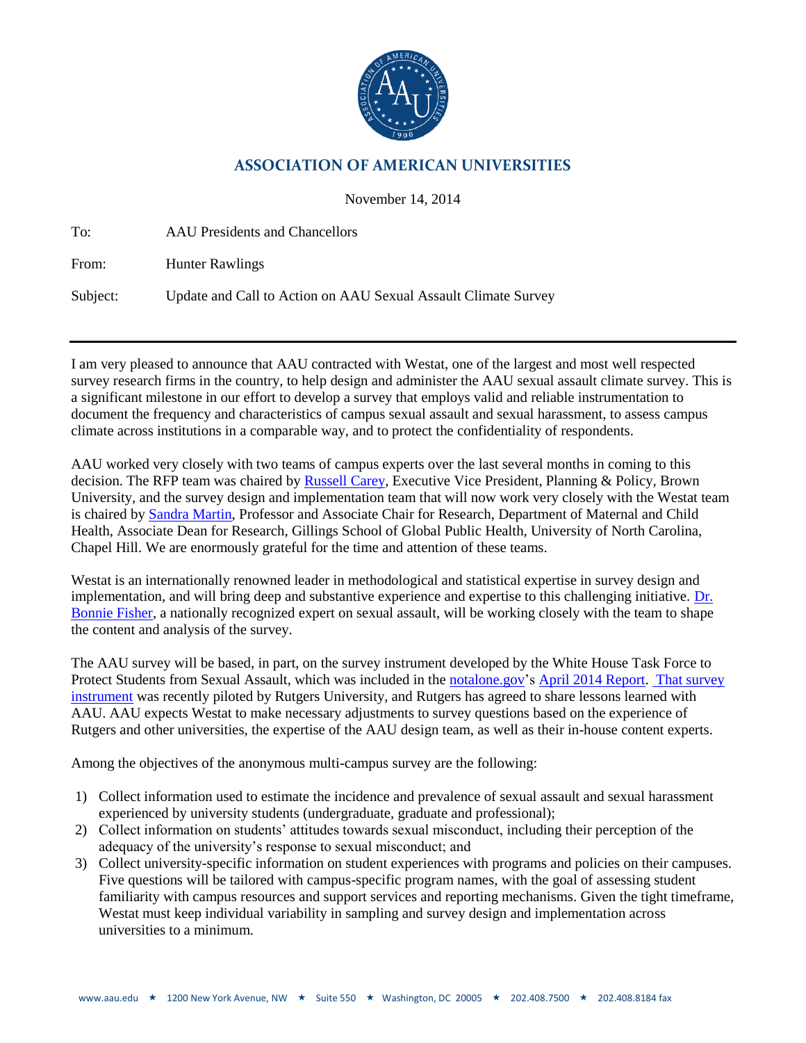# ASSOCIATION OF AMERICAN UNIVERSITIES

November 14, 2014

To: AAU Presidents and Chancellors

From: Hunter Rawlings

Subject: Update and Call to Action on AAU Sexual Assault Climate Survey

---

I am very pleased to announce that AAU contracted with Westat, one of the largest and most well respected survey research firms in the country, to help design and administer the AAU sexual assault climate survey. This is a significant milestone in our effort to develop a survey that employs valid and reliable instrumentation to document the frequency and characteristics of campus sexual assault and sexual harassment, to assess campus climate across institutions in a comparable way, and to protect the confidentiality of respondents.

AAU worked very closely with two teams of campus experts over the last several months in coming to this decision. The RFP team was chaired by Russell Carey, Executive Vice President, Planning & Policy, Brown University, and the survey design and implementation team that will now work very closely with the Westat team is chaired by Sandra Martin, Professor and Associate Chair for Research, Department of Maternal and Child Health, Associate Dean for Research, Gillings School of Global Public Health, University of North Carolina, Chapel Hill. We are enormously grateful for the time and attention of these teams.

Westat is an internationally renowned leader in methodological and statistical expertise in survey design and implementation, and will bring deep and substantive experience and expertise to this challenging initiative. Dr. Bonnie Fisher, a nationally recognized expert on sexual assault, will be working closely with the team to shape the content and analysis of the survey.

The AAU survey will be based, in part, on the survey instrument developed by the White House Task Force to Protect Students from Sexual Assault, which was included in the notalone.gov's April 2014 Report. That survey instrument was recently piloted by Rutgers University, and Rutgers has agreed to share lessons learned with AAU. AAU expects Westat to make necessary adjustments to survey questions based on the experience of Rutgers and other universities, the expertise of the AAU design team, as well as their in-house content experts.

Among the objectives of the anonymous multi-campus survey are the following:

1) Collect information used to estimate the incidence and prevalence of sexual assault and sexual harassment experienced by university students (undergraduate, graduate and professional);
2) Collect information on students' attitudes towards sexual misconduct, including their perception of the adequacy of the university's response to sexual misconduct; and
3) Collect university-specific information on student experiences with programs and policies on their campuses. Five questions will be tailored with campus-specific program names, with the goal of assessing student familiarity with campus resources and support services and reporting mechanisms. Given the tight timeframe, Westat must keep individual variability in sampling and survey design and implementation across universities to a minimum.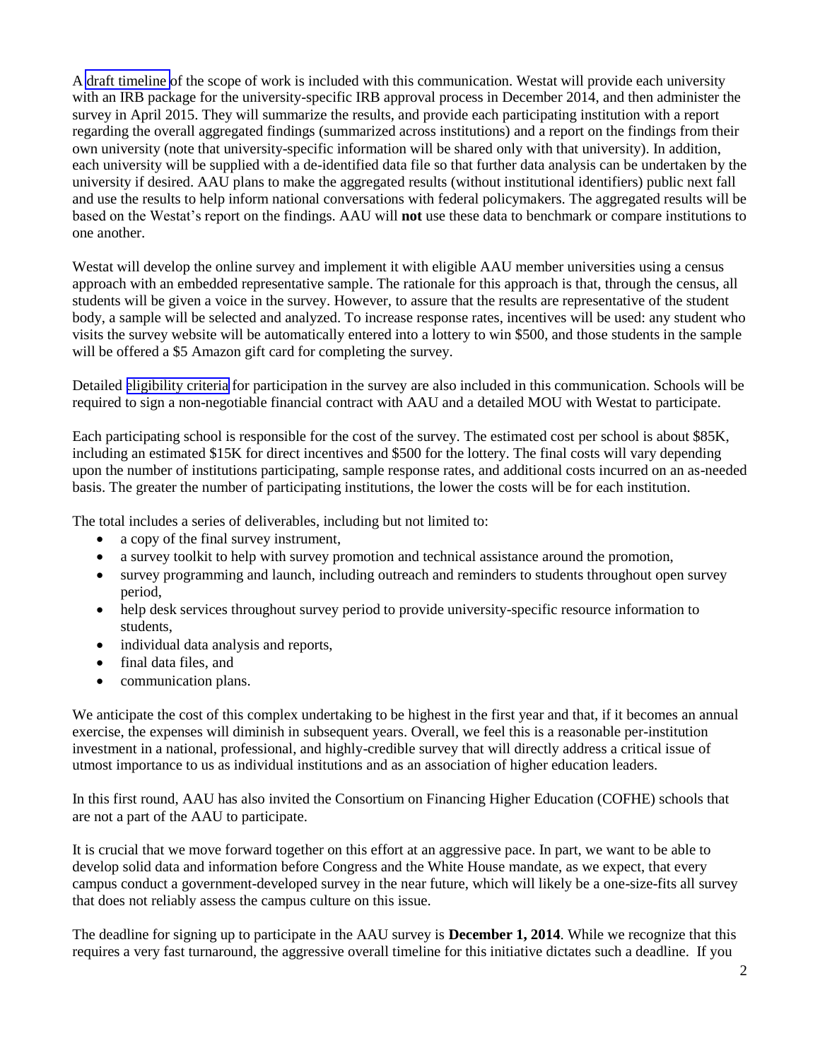A draft timeline of the scope of work is included with this communication. Westat will provide each university with an IRB package for the university-specific IRB approval process in December 2014, and then administer the survey in April 2015. They will summarize the results, and provide each participating institution with a report regarding the overall aggregated findings (summarized across institutions) and a report on the findings from their own university (note that university-specific information will be shared only with that university). In addition, each university will be supplied with a de-identified data file so that further data analysis can be undertaken by the university if desired. AAU plans to make the aggregated results (without institutional identifiers) public next fall and use the results to help inform national conversations with federal policymakers. The aggregated results will be based on the Westat's report on the findings. AAU will **not** use these data to benchmark or compare institutions to one another.

Westat will develop the online survey and implement it with eligible AAU member universities using a census approach with an embedded representative sample. The rationale for this approach is that, through the census, all students will be given a voice in the survey. However, to assure that the results are representative of the student body, a sample will be selected and analyzed. To increase response rates, incentives will be used: any student who visits the survey website will be automatically entered into a lottery to win $500, and those students in the sample will be offered a $5 Amazon gift card for completing the survey.

Detailed eligibility criteria for participation in the survey are also included in this communication. Schools will be required to sign a non-negotiable financial contract with AAU and a detailed MOU with Westat to participate.

Each participating school is responsible for the cost of the survey. The estimated cost per school is about $85K, including an estimated $15K for direct incentives and $500 for the lottery. The final costs will vary depending upon the number of institutions participating, sample response rates, and additional costs incurred on an as-needed basis. The greater the number of participating institutions, the lower the costs will be for each institution.

The total includes a series of deliverables, including but not limited to:

- a copy of the final survey instrument,
- a survey toolkit to help with survey promotion and technical assistance around the promotion,
- survey programming and launch, including outreach and reminders to students throughout open survey period,
- help desk services throughout survey period to provide university-specific resource information to students,
- individual data analysis and reports,
- final data files, and
- communication plans.

We anticipate the cost of this complex undertaking to be highest in the first year and that, if it becomes an annual exercise, the expenses will diminish in subsequent years. Overall, we feel this is a reasonable per-institution investment in a national, professional, and highly-credible survey that will directly address a critical issue of utmost importance to us as individual institutions and as an association of higher education leaders.

In this first round, AAU has also invited the Consortium on Financing Higher Education (COFHE) schools that are not a part of the AAU to participate.

It is crucial that we move forward together on this effort at an aggressive pace. In part, we want to be able to develop solid data and information before Congress and the White House mandate, as we expect, that every campus conduct a government-developed survey in the near future, which will likely be a one-size-fits all survey that does not reliably assess the campus culture on this issue.

The deadline for signing up to participate in the AAU survey is **December 1, 2014**. While we recognize that this requires a very fast turnaround, the aggressive overall timeline for this initiative dictates such a deadline. If you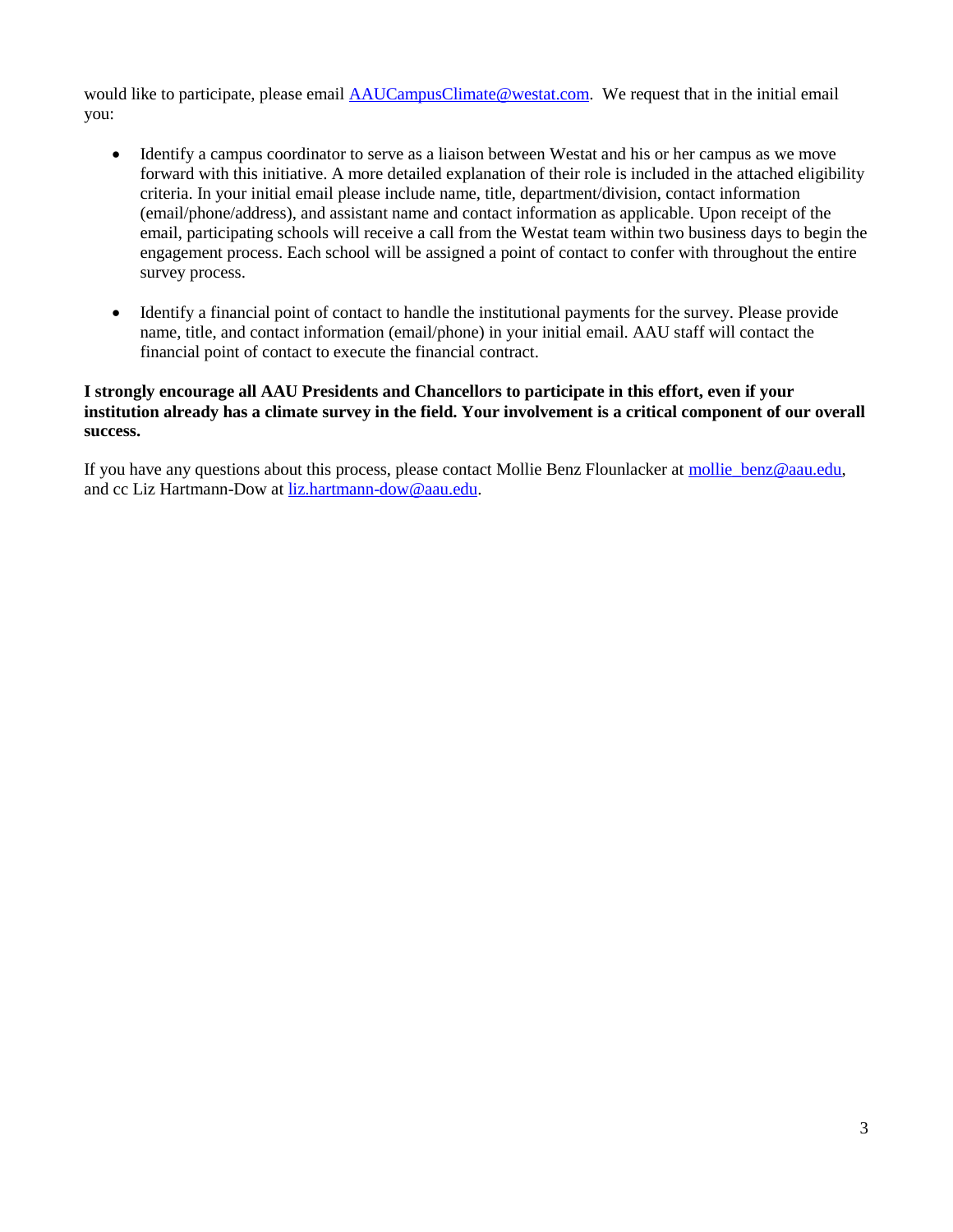would like to participate, please email AAUCampusClimate@westat.com. We request that in the initial email you:

- Identify a campus coordinator to serve as a liaison between Westat and his or her campus as we move forward with this initiative. A more detailed explanation of their role is included in the attached eligibility criteria. In your initial email please include name, title, department/division, contact information (email/phone/address), and assistant name and contact information as applicable. Upon receipt of the email, participating schools will receive a call from the Westat team within two business days to begin the engagement process. Each school will be assigned a point of contact to confer with throughout the entire survey process.

- Identify a financial point of contact to handle the institutional payments for the survey. Please provide name, title, and contact information (email/phone) in your initial email. AAU staff will contact the financial point of contact to execute the financial contract.

**I strongly encourage all AAU Presidents and Chancellors to participate in this effort, even if your institution already has a climate survey in the field. Your involvement is a critical component of our overall success.**

If you have any questions about this process, please contact Mollie Benz Flounlacker at mollie_benz@aau.edu, and cc Liz Hartmann-Dow at liz.hartmann-dow@aau.edu.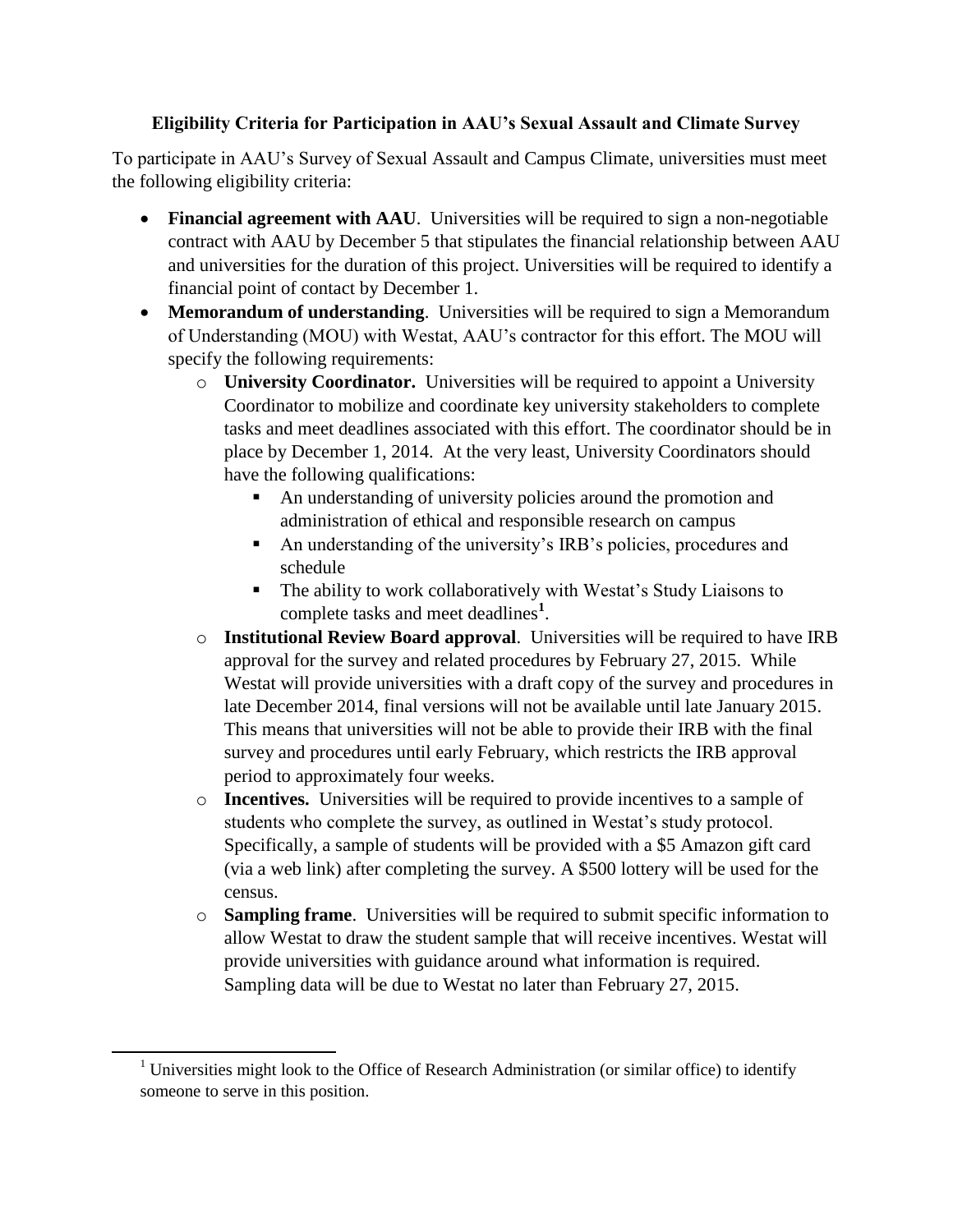**Eligibility Criteria for Participation in AAU's Sexual Assault and Climate Survey**

To participate in AAU's Survey of Sexual Assault and Campus Climate, universities must meet the following eligibility criteria:

- **Financial agreement with AAU**. Universities will be required to sign a non-negotiable contract with AAU by December 5 that stipulates the financial relationship between AAU and universities for the duration of this project. Universities will be required to identify a financial point of contact by December 1.
- **Memorandum of understanding**. Universities will be required to sign a Memorandum of Understanding (MOU) with Westat, AAU's contractor for this effort. The MOU will specify the following requirements:
  - **University Coordinator.** Universities will be required to appoint a University Coordinator to mobilize and coordinate key university stakeholders to complete tasks and meet deadlines associated with this effort. The coordinator should be in place by December 1, 2014. At the very least, University Coordinators should have the following qualifications:
    - An understanding of university policies around the promotion and administration of ethical and responsible research on campus
    - An understanding of the university's IRB's policies, procedures and schedule
    - The ability to work collaboratively with Westat's Study Liaisons to complete tasks and meet deadlines[1].
  - **Institutional Review Board approval**. Universities will be required to have IRB approval for the survey and related procedures by February 27, 2015. While Westat will provide universities with a draft copy of the survey and procedures in late December 2014, final versions will not be available until late January 2015. This means that universities will not be able to provide their IRB with the final survey and procedures until early February, which restricts the IRB approval period to approximately four weeks.
  - **Incentives.** Universities will be required to provide incentives to a sample of students who complete the survey, as outlined in Westat's study protocol. Specifically, a sample of students will be provided with a $5 Amazon gift card (via a web link) after completing the survey. A $500 lottery will be used for the census.
  - **Sampling frame**. Universities will be required to submit specific information to allow Westat to draw the student sample that will receive incentives. Westat will provide universities with guidance around what information is required. Sampling data will be due to Westat no later than February 27, 2015.

[1] Universities might look to the Office of Research Administration (or similar office) to identify someone to serve in this position.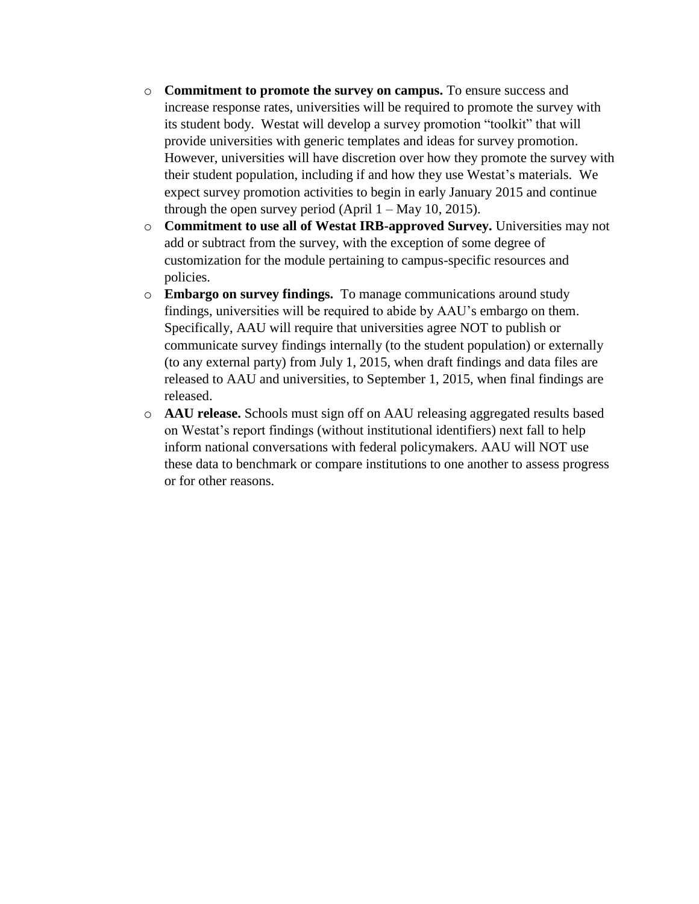- **Commitment to promote the survey on campus.** To ensure success and increase response rates, universities will be required to promote the survey with its student body. Westat will develop a survey promotion "toolkit" that will provide universities with generic templates and ideas for survey promotion. However, universities will have discretion over how they promote the survey with their student population, including if and how they use Westat's materials. We expect survey promotion activities to begin in early January 2015 and continue through the open survey period (April 1 – May 10, 2015).
- **Commitment to use all of Westat IRB-approved Survey.** Universities may not add or subtract from the survey, with the exception of some degree of customization for the module pertaining to campus-specific resources and policies.
- **Embargo on survey findings.** To manage communications around study findings, universities will be required to abide by AAU's embargo on them. Specifically, AAU will require that universities agree NOT to publish or communicate survey findings internally (to the student population) or externally (to any external party) from July 1, 2015, when draft findings and data files are released to AAU and universities, to September 1, 2015, when final findings are released.
- **AAU release.** Schools must sign off on AAU releasing aggregated results based on Westat's report findings (without institutional identifiers) next fall to help inform national conversations with federal policymakers. AAU will NOT use these data to benchmark or compare institutions to one another to assess progress or for other reasons.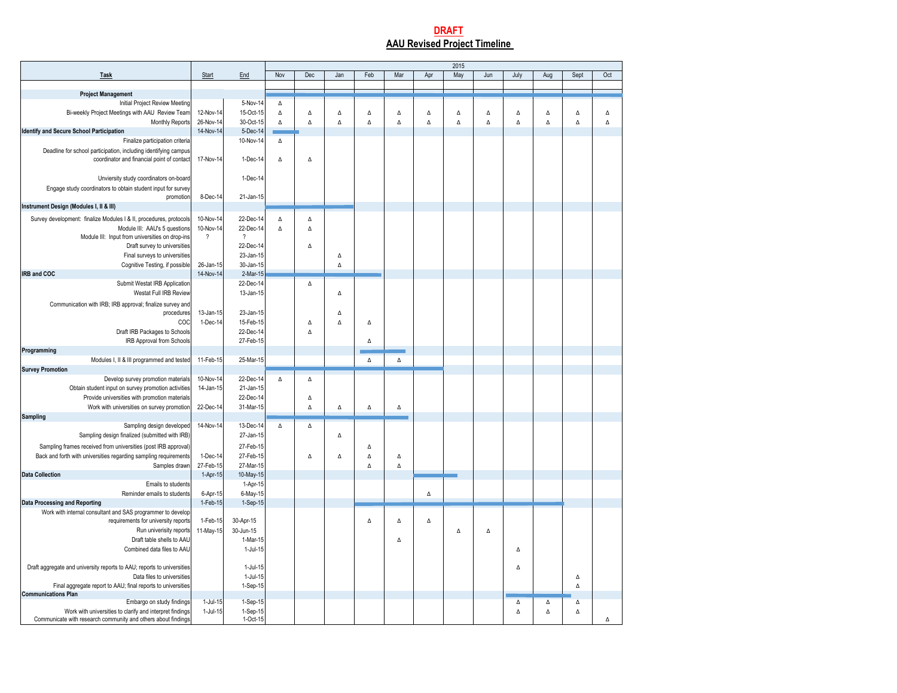**DRAFT**

## AAU Revised Project Timeline

| Task | Start | End | Nov | Dec | Jan | Feb | Mar | Apr | May | Jun | July | Aug | Sept | Oct |
|---|---|---|---|---|---|---|---|---|---|---|---|---|---|---|
| | | | | | 2015 | | | | | | | | | |
| **Project Management** | | | | | | | | | | | | | | |
| Initial Project Review Meeting | | 5-Nov-14 | Δ | | | | | | | | | | | |
| Bi-weekly Project Meetings with AAU Review Team | 12-Nov-14 | 15-Oct-15 | Δ | Δ | Δ | Δ | Δ | Δ | Δ | Δ | Δ | Δ | Δ | Δ |
| Monthly Reports | 26-Nov-14 | 30-Oct-15 | Δ | Δ | Δ | Δ | Δ | Δ | Δ | Δ | Δ | Δ | Δ | Δ |
| **Identify and Secure School Participation** | 14-Nov-14 | 5-Dec-14 | | | | | | | | | | | | |
| Finalize participation criteria | | 10-Nov-14 | Δ | | | | | | | | | | | |
| Deadline for school participation, including identifying campus coordinator and financial point of contact | 17-Nov-14 | 1-Dec-14 | Δ | Δ | | | | | | | | | | |
| Unviersity study coordinators on-board | | 1-Dec-14 | | | | | | | | | | | | |
| Engage study coordinators to obtain student input for survey promotion | 8-Dec-14 | 21-Jan-15 | | | | | | | | | | | | |
| **Instrument Design (Modules I, II & III)** | | | | | | | | | | | | | | |
| Survey development: finalize Modules I & II, procedures, protocols | 10-Nov-14 | 22-Dec-14 | Δ | Δ | | | | | | | | | | |
| Module III: AAU's 5 questions | 10-Nov-14 | 22-Dec-14 | Δ | Δ | | | | | | | | | | |
| Module III: Input from universities on drop-ins | ? | ? | | | | | | | | | | | | |
| Draft survey to universities | | 22-Dec-14 | | Δ | | | | | | | | | | |
| Final surveys to universities | | 23-Jan-15 | | | Δ | | | | | | | | | |
| Cognitive Testing, if possible | 26-Jan-15 | 30-Jan-15 | | | Δ | | | | | | | | | |
| **IRB and COC** | 14-Nov-14 | 2-Mar-15 | | | | | | | | | | | | |
| Submit Westat IRB Application | | 22-Dec-14 | | Δ | | | | | | | | | | |
| Westat Full IRB Review | | 13-Jan-15 | | | Δ | | | | | | | | | |
| Communication with IRB; IRB approval; finalize survey and procedures | 13-Jan-15 | 23-Jan-15 | | | Δ | | | | | | | | | |
| COC | 1-Dec-14 | 15-Feb-15 | | Δ | Δ | Δ | | | | | | | | |
| Draft IRB Packages to Schools | | 22-Dec-14 | | Δ | | | | | | | | | | |
| IRB Approval from Schools | | 27-Feb-15 | | | | Δ | | | | | | | | |
| **Programming** | | | | | | | | | | | | | | |
| Modules I, II & III programmed and tested | 11-Feb-15 | 25-Mar-15 | | | | Δ | Δ | | | | | | | |
| **Survey Promotion** | | | | | | | | | | | | | | |
| Develop survey promotion materials | 10-Nov-14 | 22-Dec-14 | Δ | Δ | | | | | | | | | | |
| Obtain student input on survey promotion activities | 14-Jan-15 | 21-Jan-15 | | | | | | | | | | | | |
| Provide universities with promotion materials | | 22-Dec-14 | | Δ | | | | | | | | | | |
| Work with universities on survey promotion | 22-Dec-14 | 31-Mar-15 | | Δ | Δ | Δ | Δ | | | | | | | |
| **Sampling** | | | | | | | | | | | | | | |
| Sampling design developed | 14-Nov-14 | 13-Dec-14 | Δ | Δ | | | | | | | | | | |
| Sampling design finalized (submitted with IRB) | | 27-Jan-15 | | | Δ | | | | | | | | | |
| Sampling frames received from universities (post IRB approval) | | 27-Feb-15 | | | | Δ | | | | | | | | |
| Back and forth with universities regarding sampling requirements | 1-Dec-14 | 27-Feb-15 | | Δ | Δ | Δ | Δ | | | | | | | |
| Samples drawn | 27-Feb-15 | 27-Mar-15 | | | | Δ | Δ | | | | | | | |
| **Data Collection** | 1-Apr-15 | 10-May-15 | | | | | | | | | | | | |
| Emails to students | | 1-Apr-15 | | | | | | | | | | | | |
| Reminder emails to students | 6-Apr-15 | 6-May-15 | | | | | | Δ | | | | | | |
| **Data Processing and Reporting** | 1-Feb-15 | 1-Sep-15 | | | | | | | | | | | | |
| Work with internal consultant and SAS programmer to develop requirements for university reports | 1-Feb-15 | 30-Apr-15 | | | | Δ | Δ | Δ | | | | | | |
| Run univerisity reports | 11-May-15 | 30-Jun-15 | | | | | | | Δ | Δ | | | | |
| Draft table shells to AAU | | 1-Mar-15 | | | | | Δ | | | | | | | |
| Combined data files to AAU | | 1-Jul-15 | | | | | | | | | Δ | | | |
| Draft aggregate and university reports to AAU; reports to universities | | 1-Jul-15 | | | | | | | | | Δ | | | |
| Data files to universities | | 1-Jul-15 | | | | | | | | | | | Δ | |
| Final aggregate report to AAU; final reports to universities | | 1-Sep-15 | | | | | | | | | | | Δ | |
| **Communications Plan** | | | | | | | | | | | | | | |
| Embargo on study findings | 1-Jul-15 | 1-Sep-15 | | | | | | | | | Δ | Δ | Δ | |
| Work with universities to clarify and interpret findings | 1-Jul-15 | 1-Sep-15 | | | | | | | | | Δ | Δ | Δ | |
| Communicate with research community and others about findings | | 1-Oct-15 | | | | | | | | | | | | Δ |